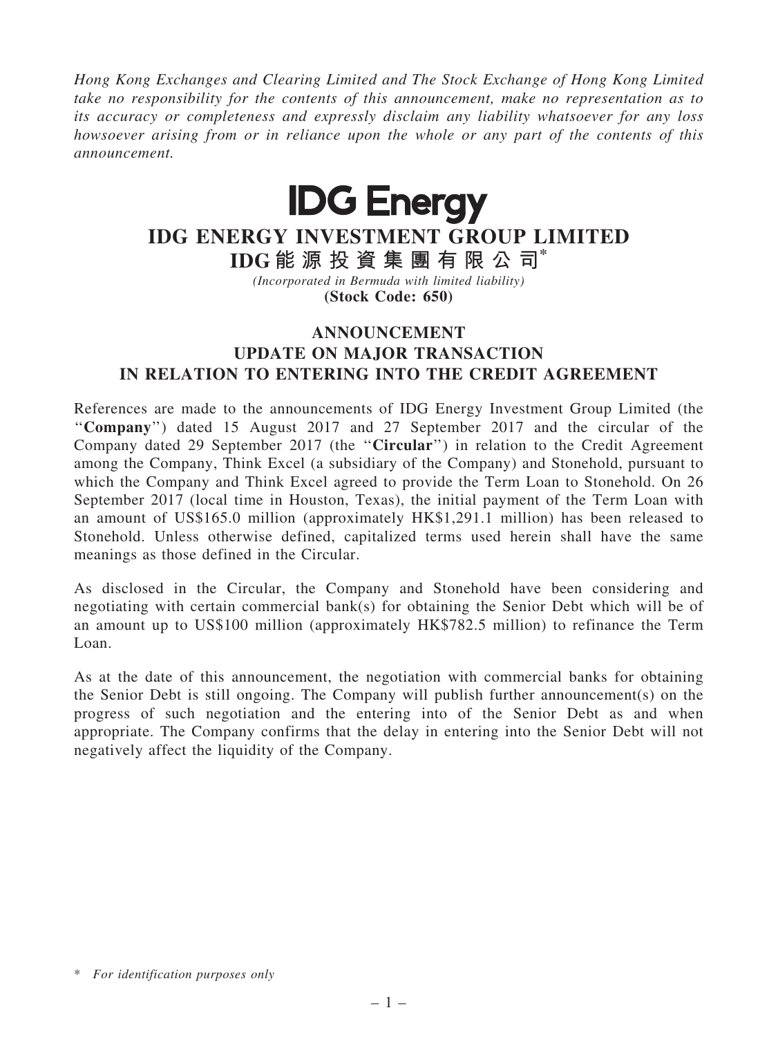*Hong Kong Exchanges and Clearing Limited and The Stock Exchange of Hong Kong Limited take no responsibility for the contents of this announcement, make no representation as to its accuracy or completeness and expressly disclaim any liability whatsoever for any loss howsoever arising from or in reliance upon the whole or any part of the contents of this announcement.*

**IDG Energy**

# IDG ENERGY INVESTMENT GROUP LIMITED

# IDG能源投資集團有限公司*

*(Incorporated in Bermuda with limited liability)*

**(Stock Code: 650)**

## ANNOUNCEMENT
## UPDATE ON MAJOR TRANSACTION
## IN RELATION TO ENTERING INTO THE CREDIT AGREEMENT

References are made to the announcements of IDG Energy Investment Group Limited (the "**Company**") dated 15 August 2017 and 27 September 2017 and the circular of the Company dated 29 September 2017 (the "**Circular**") in relation to the Credit Agreement among the Company, Think Excel (a subsidiary of the Company) and Stonehold, pursuant to which the Company and Think Excel agreed to provide the Term Loan to Stonehold. On 26 September 2017 (local time in Houston, Texas), the initial payment of the Term Loan with an amount of US$165.0 million (approximately HK$1,291.1 million) has been released to Stonehold. Unless otherwise defined, capitalized terms used herein shall have the same meanings as those defined in the Circular.

As disclosed in the Circular, the Company and Stonehold have been considering and negotiating with certain commercial bank(s) for obtaining the Senior Debt which will be of an amount up to US$100 million (approximately HK$782.5 million) to refinance the Term Loan.

As at the date of this announcement, the negotiation with commercial banks for obtaining the Senior Debt is still ongoing. The Company will publish further announcement(s) on the progress of such negotiation and the entering into of the Senior Debt as and when appropriate. The Company confirms that the delay in entering into the Senior Debt will not negatively affect the liquidity of the Company.

\* *For identification purposes only*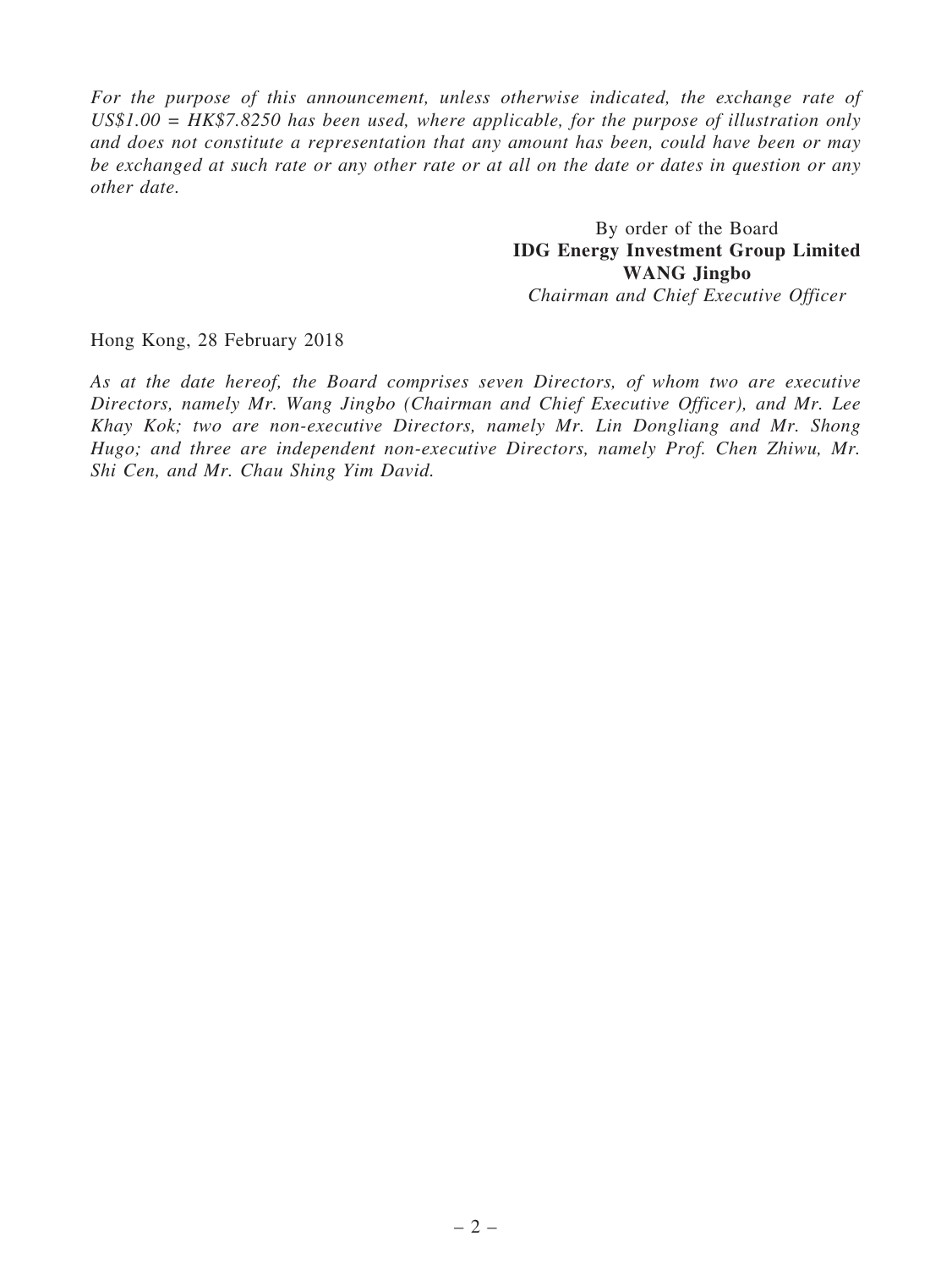*For the purpose of this announcement, unless otherwise indicated, the exchange rate of US$1.00 = HK$7.8250 has been used, where applicable, for the purpose of illustration only and does not constitute a representation that any amount has been, could have been or may be exchanged at such rate or any other rate or at all on the date or dates in question or any other date.*

By order of the Board
**IDG Energy Investment Group Limited**
**WANG Jingbo**
*Chairman and Chief Executive Officer*

Hong Kong, 28 February 2018

*As at the date hereof, the Board comprises seven Directors, of whom two are executive Directors, namely Mr. Wang Jingbo (Chairman and Chief Executive Officer), and Mr. Lee Khay Kok; two are non-executive Directors, namely Mr. Lin Dongliang and Mr. Shong Hugo; and three are independent non-executive Directors, namely Prof. Chen Zhiwu, Mr. Shi Cen, and Mr. Chau Shing Yim David.*